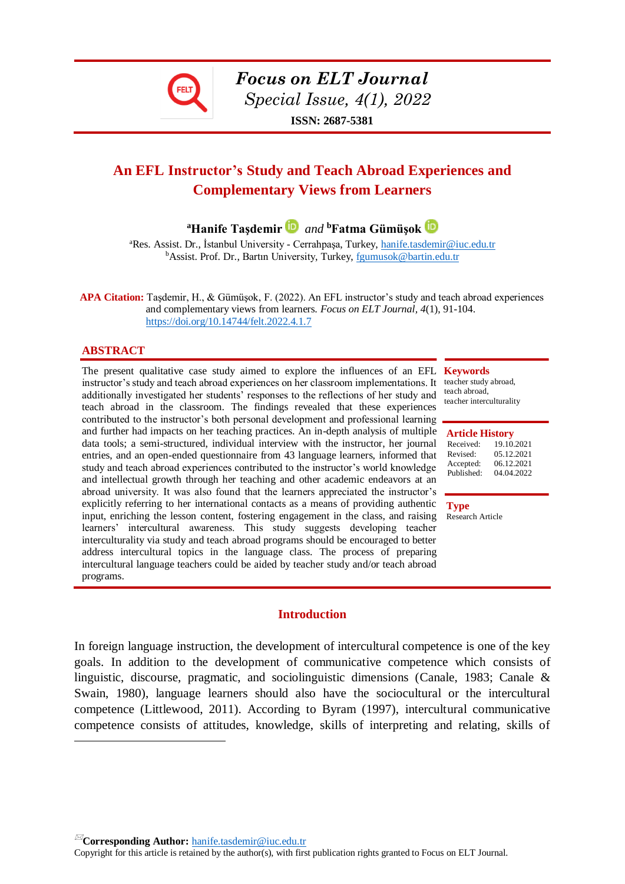# An EFL Instructor's Study and Teach Abroad Experiences and Complementary Views from Learners

[a]**Hanife Taşdemir** *and* [b]**Fatma Gümüşok**

[a]Res. Assist. Dr., İstanbul University - Cerrahpaşa, Turkey, hanife.tasdemir@iuc.edu.tr
[b]Assist. Prof. Dr., Bartın University, Turkey, fgumusok@bartin.edu.tr

**APA Citation:** Taşdemir, H., & Gümüşok, F. (2022). An EFL instructor's study and teach abroad experiences and complementary views from learners. *Focus on ELT Journal*, *4*(1), 91-104. https://doi.org/10.14744/felt.2022.4.1.7

## ABSTRACT

The present qualitative case study aimed to explore the influences of an EFL instructor's study and teach abroad experiences on her classroom implementations. It additionally investigated her students' responses to the reflections of her study and teach abroad in the classroom. The findings revealed that these experiences contributed to the instructor's both personal development and professional learning and further had impacts on her teaching practices. An in-depth analysis of multiple data tools; a semi-structured, individual interview with the instructor, her journal entries, and an open-ended questionnaire from 43 language learners, informed that study and teach abroad experiences contributed to the instructor's world knowledge and intellectual growth through her teaching and other academic endeavors at an abroad university. It was also found that the learners appreciated the instructor's explicitly referring to her international contacts as a means of providing authentic input, enriching the lesson content, fostering engagement in the class, and raising learners' intercultural awareness. This study suggests developing teacher interculturality via study and teach abroad programs should be encouraged to better address intercultural topics in the language class. The process of preparing intercultural language teachers could be aided by teacher study and/or teach abroad programs.

**Keywords**
teacher study abroad,
teach abroad,
teacher interculturality

**Article History**
Received: 19.10.2021
Revised: 05.12.2021
Accepted: 06.12.2021
Published: 04.04.2022

**Type**
Research Article

## Introduction

In foreign language instruction, the development of intercultural competence is one of the key goals. In addition to the development of communicative competence which consists of linguistic, discourse, pragmatic, and sociolinguistic dimensions (Canale, 1983; Canale & Swain, 1980), language learners should also have the sociocultural or the intercultural competence (Littlewood, 2011). According to Byram (1997), intercultural communicative competence consists of attitudes, knowledge, skills of interpreting and relating, skills of

**Corresponding Author:** hanife.tasdemir@iuc.edu.tr
Copyright for this article is retained by the author(s), with first publication rights granted to Focus on ELT Journal.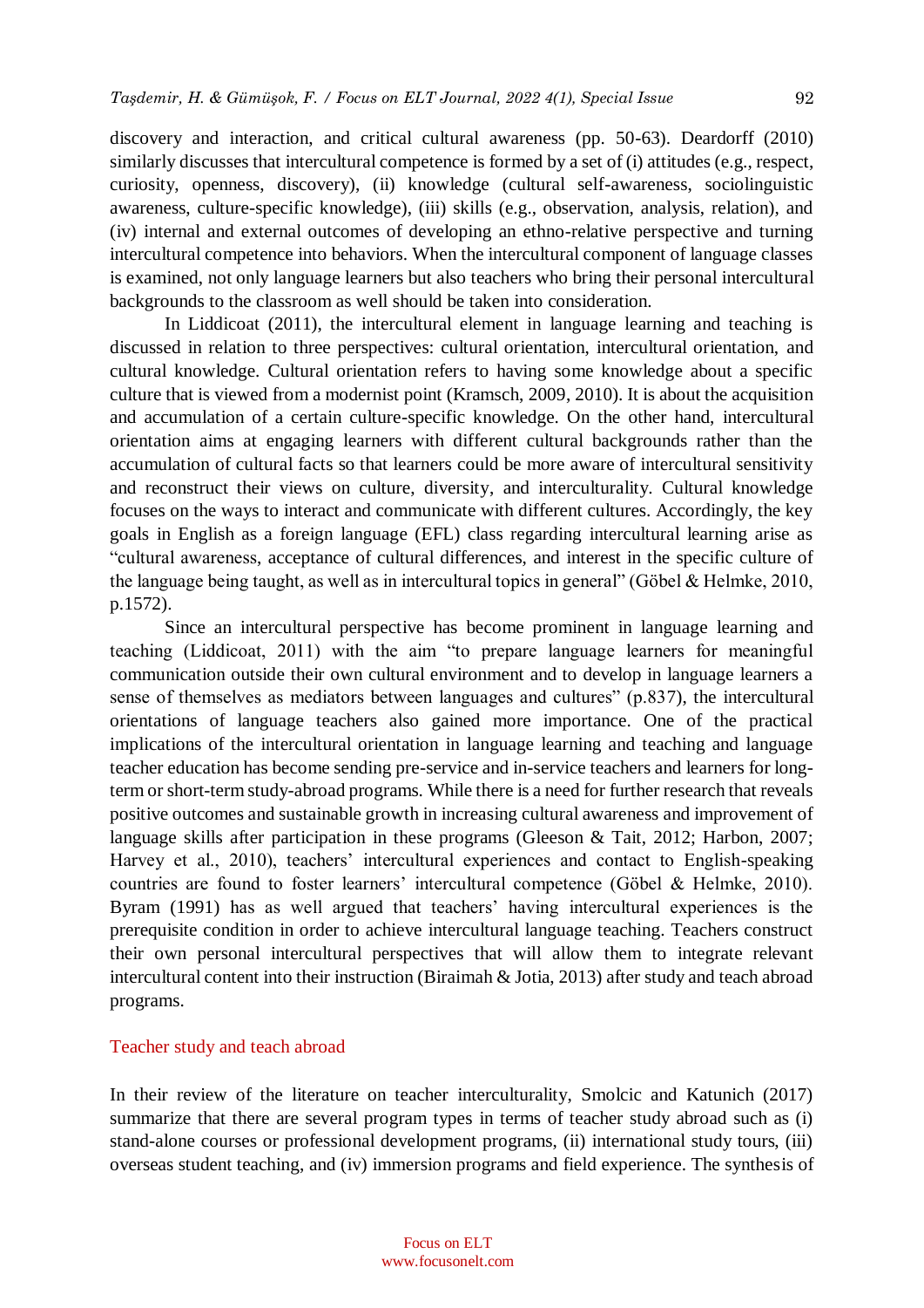discovery and interaction, and critical cultural awareness (pp. 50-63). Deardorff (2010) similarly discusses that intercultural competence is formed by a set of (i) attitudes (e.g., respect, curiosity, openness, discovery), (ii) knowledge (cultural self-awareness, sociolinguistic awareness, culture-specific knowledge), (iii) skills (e.g., observation, analysis, relation), and (iv) internal and external outcomes of developing an ethno-relative perspective and turning intercultural competence into behaviors. When the intercultural component of language classes is examined, not only language learners but also teachers who bring their personal intercultural backgrounds to the classroom as well should be taken into consideration.

In Liddicoat (2011), the intercultural element in language learning and teaching is discussed in relation to three perspectives: cultural orientation, intercultural orientation, and cultural knowledge. Cultural orientation refers to having some knowledge about a specific culture that is viewed from a modernist point (Kramsch, 2009, 2010). It is about the acquisition and accumulation of a certain culture-specific knowledge. On the other hand, intercultural orientation aims at engaging learners with different cultural backgrounds rather than the accumulation of cultural facts so that learners could be more aware of intercultural sensitivity and reconstruct their views on culture, diversity, and interculturality. Cultural knowledge focuses on the ways to interact and communicate with different cultures. Accordingly, the key goals in English as a foreign language (EFL) class regarding intercultural learning arise as "cultural awareness, acceptance of cultural differences, and interest in the specific culture of the language being taught, as well as in intercultural topics in general" (Göbel & Helmke, 2010, p.1572).

Since an intercultural perspective has become prominent in language learning and teaching (Liddicoat, 2011) with the aim "to prepare language learners for meaningful communication outside their own cultural environment and to develop in language learners a sense of themselves as mediators between languages and cultures" (p.837), the intercultural orientations of language teachers also gained more importance. One of the practical implications of the intercultural orientation in language learning and teaching and language teacher education has become sending pre-service and in-service teachers and learners for long-term or short-term study-abroad programs. While there is a need for further research that reveals positive outcomes and sustainable growth in increasing cultural awareness and improvement of language skills after participation in these programs (Gleeson & Tait, 2012; Harbon, 2007; Harvey et al., 2010), teachers' intercultural experiences and contact to English-speaking countries are found to foster learners' intercultural competence (Göbel & Helmke, 2010). Byram (1991) has as well argued that teachers' having intercultural experiences is the prerequisite condition in order to achieve intercultural language teaching. Teachers construct their own personal intercultural perspectives that will allow them to integrate relevant intercultural content into their instruction (Biraimah & Jotia, 2013) after study and teach abroad programs.

## Teacher study and teach abroad

In their review of the literature on teacher interculturality, Smolcic and Katunich (2017) summarize that there are several program types in terms of teacher study abroad such as (i) stand-alone courses or professional development programs, (ii) international study tours, (iii) overseas student teaching, and (iv) immersion programs and field experience. The synthesis of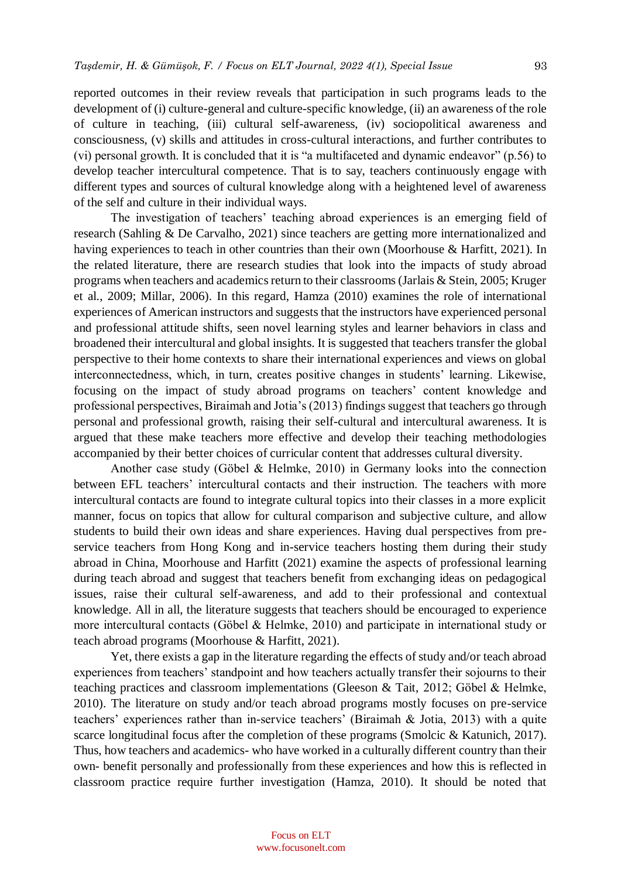reported outcomes in their review reveals that participation in such programs leads to the development of (i) culture-general and culture-specific knowledge, (ii) an awareness of the role of culture in teaching, (iii) cultural self-awareness, (iv) sociopolitical awareness and consciousness, (v) skills and attitudes in cross-cultural interactions, and further contributes to (vi) personal growth. It is concluded that it is "a multifaceted and dynamic endeavor" (p.56) to develop teacher intercultural competence. That is to say, teachers continuously engage with different types and sources of cultural knowledge along with a heightened level of awareness of the self and culture in their individual ways.

The investigation of teachers' teaching abroad experiences is an emerging field of research (Sahling & De Carvalho, 2021) since teachers are getting more internationalized and having experiences to teach in other countries than their own (Moorhouse & Harfitt, 2021). In the related literature, there are research studies that look into the impacts of study abroad programs when teachers and academics return to their classrooms (Jarlais & Stein, 2005; Kruger et al., 2009; Millar, 2006). In this regard, Hamza (2010) examines the role of international experiences of American instructors and suggests that the instructors have experienced personal and professional attitude shifts, seen novel learning styles and learner behaviors in class and broadened their intercultural and global insights. It is suggested that teachers transfer the global perspective to their home contexts to share their international experiences and views on global interconnectedness, which, in turn, creates positive changes in students' learning. Likewise, focusing on the impact of study abroad programs on teachers' content knowledge and professional perspectives, Biraimah and Jotia's (2013) findings suggest that teachers go through personal and professional growth, raising their self-cultural and intercultural awareness. It is argued that these make teachers more effective and develop their teaching methodologies accompanied by their better choices of curricular content that addresses cultural diversity.

Another case study (Göbel & Helmke, 2010) in Germany looks into the connection between EFL teachers' intercultural contacts and their instruction. The teachers with more intercultural contacts are found to integrate cultural topics into their classes in a more explicit manner, focus on topics that allow for cultural comparison and subjective culture, and allow students to build their own ideas and share experiences. Having dual perspectives from pre-service teachers from Hong Kong and in-service teachers hosting them during their study abroad in China, Moorhouse and Harfitt (2021) examine the aspects of professional learning during teach abroad and suggest that teachers benefit from exchanging ideas on pedagogical issues, raise their cultural self-awareness, and add to their professional and contextual knowledge. All in all, the literature suggests that teachers should be encouraged to experience more intercultural contacts (Göbel & Helmke, 2010) and participate in international study or teach abroad programs (Moorhouse & Harfitt, 2021).

Yet, there exists a gap in the literature regarding the effects of study and/or teach abroad experiences from teachers' standpoint and how teachers actually transfer their sojourns to their teaching practices and classroom implementations (Gleeson & Tait, 2012; Göbel & Helmke, 2010). The literature on study and/or teach abroad programs mostly focuses on pre-service teachers' experiences rather than in-service teachers' (Biraimah & Jotia, 2013) with a quite scarce longitudinal focus after the completion of these programs (Smolcic & Katunich, 2017). Thus, how teachers and academics- who have worked in a culturally different country than their own- benefit personally and professionally from these experiences and how this is reflected in classroom practice require further investigation (Hamza, 2010). It should be noted that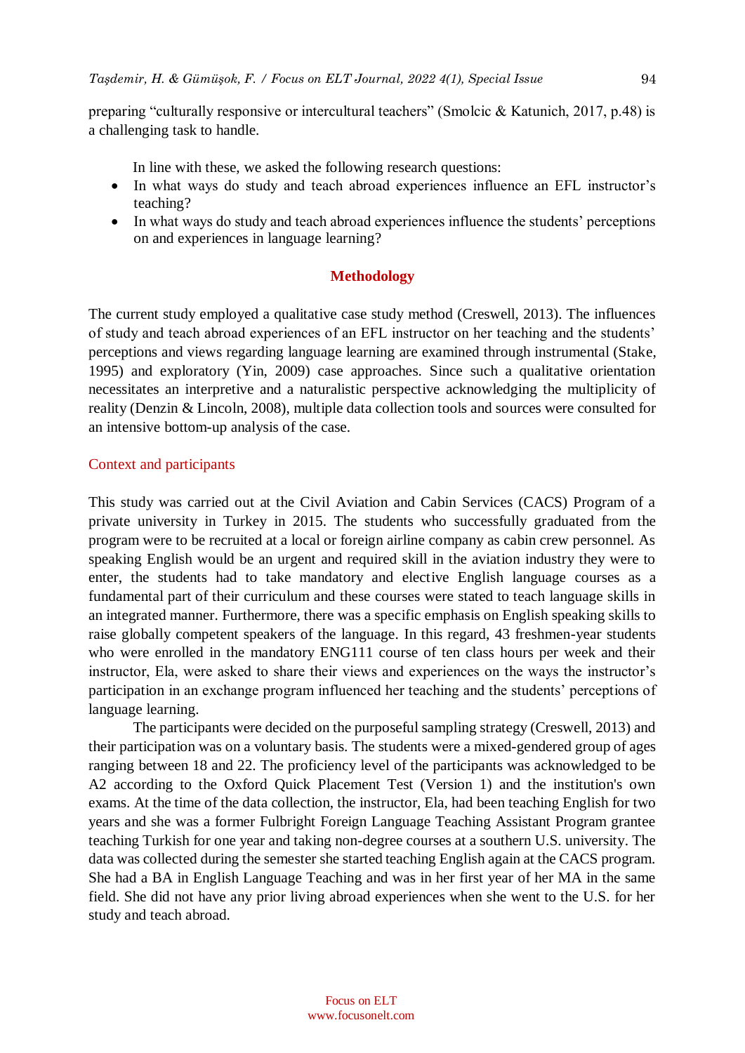preparing "culturally responsive or intercultural teachers" (Smolcic & Katunich, 2017, p.48) is a challenging task to handle.

In line with these, we asked the following research questions:

- In what ways do study and teach abroad experiences influence an EFL instructor's teaching?
- In what ways do study and teach abroad experiences influence the students' perceptions on and experiences in language learning?

## Methodology

The current study employed a qualitative case study method (Creswell, 2013). The influences of study and teach abroad experiences of an EFL instructor on her teaching and the students' perceptions and views regarding language learning are examined through instrumental (Stake, 1995) and exploratory (Yin, 2009) case approaches. Since such a qualitative orientation necessitates an interpretive and a naturalistic perspective acknowledging the multiplicity of reality (Denzin & Lincoln, 2008), multiple data collection tools and sources were consulted for an intensive bottom-up analysis of the case.

### Context and participants

This study was carried out at the Civil Aviation and Cabin Services (CACS) Program of a private university in Turkey in 2015. The students who successfully graduated from the program were to be recruited at a local or foreign airline company as cabin crew personnel. As speaking English would be an urgent and required skill in the aviation industry they were to enter, the students had to take mandatory and elective English language courses as a fundamental part of their curriculum and these courses were stated to teach language skills in an integrated manner. Furthermore, there was a specific emphasis on English speaking skills to raise globally competent speakers of the language. In this regard, 43 freshmen-year students who were enrolled in the mandatory ENG111 course of ten class hours per week and their instructor, Ela, were asked to share their views and experiences on the ways the instructor's participation in an exchange program influenced her teaching and the students' perceptions of language learning.

The participants were decided on the purposeful sampling strategy (Creswell, 2013) and their participation was on a voluntary basis. The students were a mixed-gendered group of ages ranging between 18 and 22. The proficiency level of the participants was acknowledged to be A2 according to the Oxford Quick Placement Test (Version 1) and the institution's own exams. At the time of the data collection, the instructor, Ela, had been teaching English for two years and she was a former Fulbright Foreign Language Teaching Assistant Program grantee teaching Turkish for one year and taking non-degree courses at a southern U.S. university. The data was collected during the semester she started teaching English again at the CACS program. She had a BA in English Language Teaching and was in her first year of her MA in the same field. She did not have any prior living abroad experiences when she went to the U.S. for her study and teach abroad.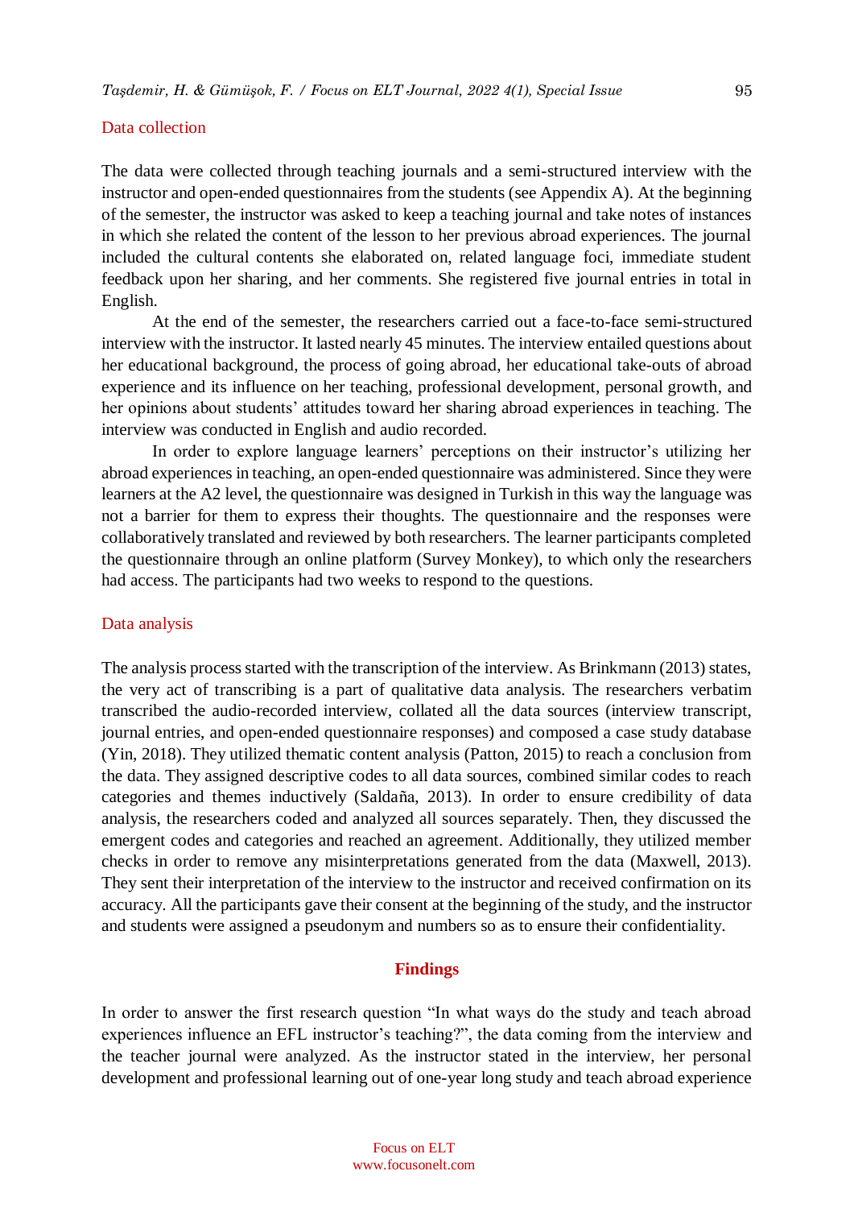## Data collection

The data were collected through teaching journals and a semi-structured interview with the instructor and open-ended questionnaires from the students (see Appendix A). At the beginning of the semester, the instructor was asked to keep a teaching journal and take notes of instances in which she related the content of the lesson to her previous abroad experiences. The journal included the cultural contents she elaborated on, related language foci, immediate student feedback upon her sharing, and her comments. She registered five journal entries in total in English.

At the end of the semester, the researchers carried out a face-to-face semi-structured interview with the instructor. It lasted nearly 45 minutes. The interview entailed questions about her educational background, the process of going abroad, her educational take-outs of abroad experience and its influence on her teaching, professional development, personal growth, and her opinions about students' attitudes toward her sharing abroad experiences in teaching. The interview was conducted in English and audio recorded.

In order to explore language learners' perceptions on their instructor's utilizing her abroad experiences in teaching, an open-ended questionnaire was administered. Since they were learners at the A2 level, the questionnaire was designed in Turkish in this way the language was not a barrier for them to express their thoughts. The questionnaire and the responses were collaboratively translated and reviewed by both researchers. The learner participants completed the questionnaire through an online platform (Survey Monkey), to which only the researchers had access. The participants had two weeks to respond to the questions.

## Data analysis

The analysis process started with the transcription of the interview. As Brinkmann (2013) states, the very act of transcribing is a part of qualitative data analysis. The researchers verbatim transcribed the audio-recorded interview, collated all the data sources (interview transcript, journal entries, and open-ended questionnaire responses) and composed a case study database (Yin, 2018). They utilized thematic content analysis (Patton, 2015) to reach a conclusion from the data. They assigned descriptive codes to all data sources, combined similar codes to reach categories and themes inductively (Saldaña, 2013). In order to ensure credibility of data analysis, the researchers coded and analyzed all sources separately. Then, they discussed the emergent codes and categories and reached an agreement. Additionally, they utilized member checks in order to remove any misinterpretations generated from the data (Maxwell, 2013). They sent their interpretation of the interview to the instructor and received confirmation on its accuracy. All the participants gave their consent at the beginning of the study, and the instructor and students were assigned a pseudonym and numbers so as to ensure their confidentiality.

# Findings

In order to answer the first research question "In what ways do the study and teach abroad experiences influence an EFL instructor's teaching?", the data coming from the interview and the teacher journal were analyzed. As the instructor stated in the interview, her personal development and professional learning out of one-year long study and teach abroad experience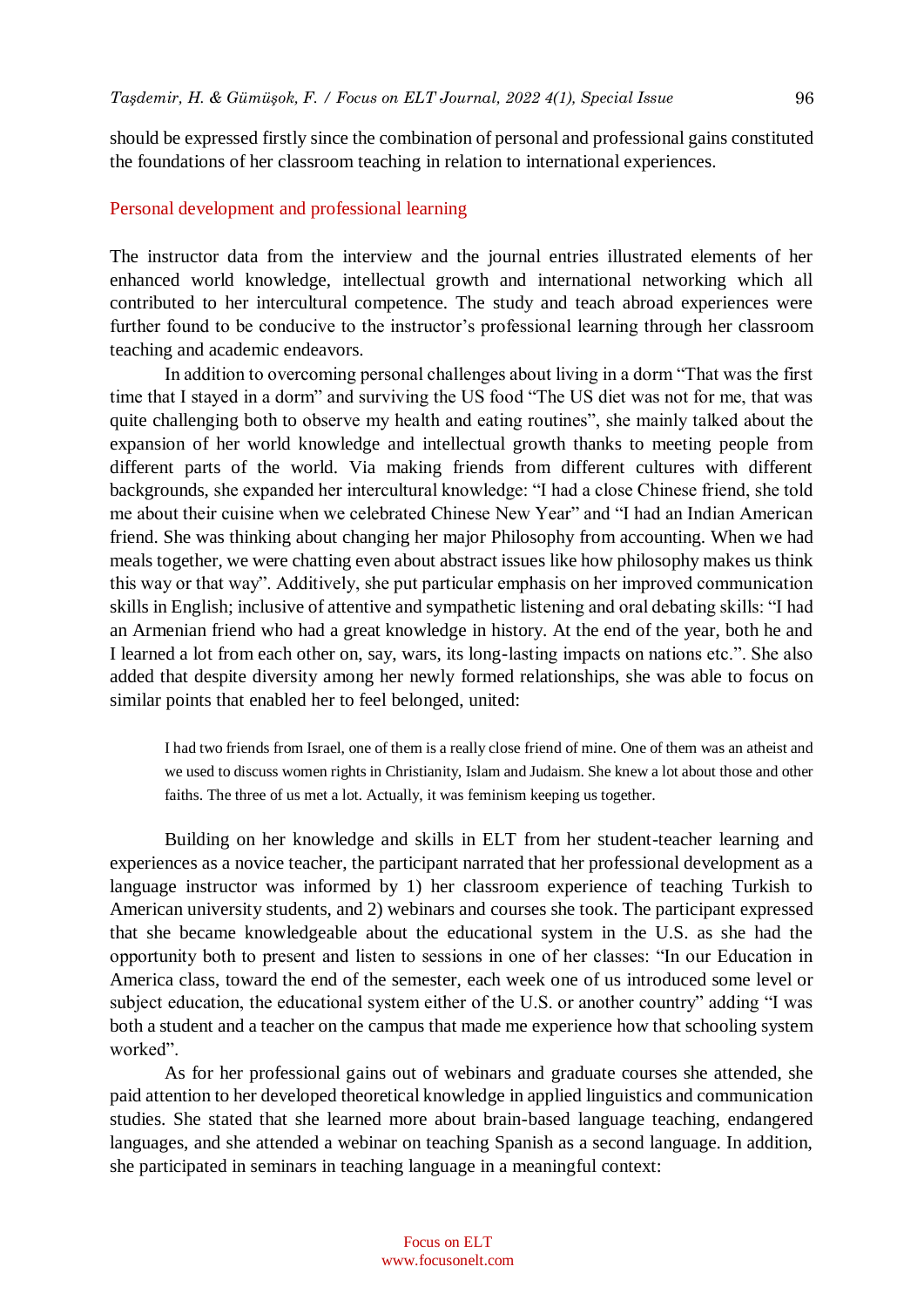should be expressed firstly since the combination of personal and professional gains constituted the foundations of her classroom teaching in relation to international experiences.

### Personal development and professional learning

The instructor data from the interview and the journal entries illustrated elements of her enhanced world knowledge, intellectual growth and international networking which all contributed to her intercultural competence. The study and teach abroad experiences were further found to be conducive to the instructor's professional learning through her classroom teaching and academic endeavors.

In addition to overcoming personal challenges about living in a dorm "That was the first time that I stayed in a dorm" and surviving the US food "The US diet was not for me, that was quite challenging both to observe my health and eating routines", she mainly talked about the expansion of her world knowledge and intellectual growth thanks to meeting people from different parts of the world. Via making friends from different cultures with different backgrounds, she expanded her intercultural knowledge: "I had a close Chinese friend, she told me about their cuisine when we celebrated Chinese New Year" and "I had an Indian American friend. She was thinking about changing her major Philosophy from accounting. When we had meals together, we were chatting even about abstract issues like how philosophy makes us think this way or that way". Additively, she put particular emphasis on her improved communication skills in English; inclusive of attentive and sympathetic listening and oral debating skills: "I had an Armenian friend who had a great knowledge in history. At the end of the year, both he and I learned a lot from each other on, say, wars, its long-lasting impacts on nations etc.". She also added that despite diversity among her newly formed relationships, she was able to focus on similar points that enabled her to feel belonged, united:

> I had two friends from Israel, one of them is a really close friend of mine. One of them was an atheist and we used to discuss women rights in Christianity, Islam and Judaism. She knew a lot about those and other faiths. The three of us met a lot. Actually, it was feminism keeping us together.

Building on her knowledge and skills in ELT from her student-teacher learning and experiences as a novice teacher, the participant narrated that her professional development as a language instructor was informed by 1) her classroom experience of teaching Turkish to American university students, and 2) webinars and courses she took. The participant expressed that she became knowledgeable about the educational system in the U.S. as she had the opportunity both to present and listen to sessions in one of her classes: "In our Education in America class, toward the end of the semester, each week one of us introduced some level or subject education, the educational system either of the U.S. or another country" adding "I was both a student and a teacher on the campus that made me experience how that schooling system worked".

As for her professional gains out of webinars and graduate courses she attended, she paid attention to her developed theoretical knowledge in applied linguistics and communication studies. She stated that she learned more about brain-based language teaching, endangered languages, and she attended a webinar on teaching Spanish as a second language. In addition, she participated in seminars in teaching language in a meaningful context: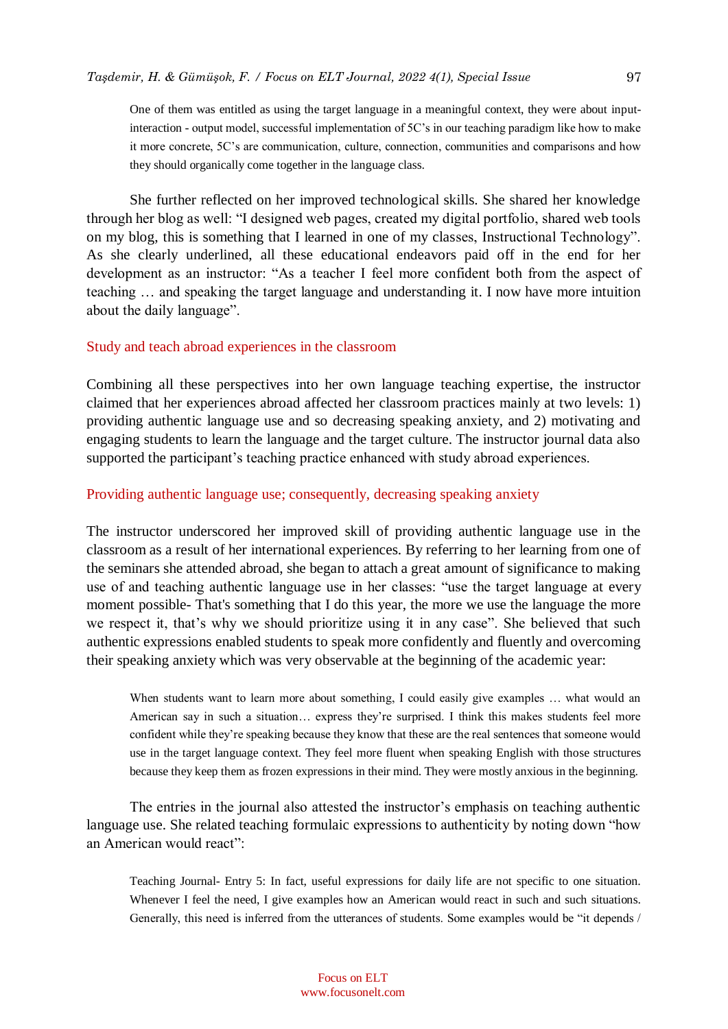> One of them was entitled as using the target language in a meaningful context, they were about input-interaction - output model, successful implementation of 5C's in our teaching paradigm like how to make it more concrete, 5C's are communication, culture, connection, communities and comparisons and how they should organically come together in the language class.

She further reflected on her improved technological skills. She shared her knowledge through her blog as well: "I designed web pages, created my digital portfolio, shared web tools on my blog, this is something that I learned in one of my classes, Instructional Technology". As she clearly underlined, all these educational endeavors paid off in the end for her development as an instructor: "As a teacher I feel more confident both from the aspect of teaching … and speaking the target language and understanding it. I now have more intuition about the daily language".

### Study and teach abroad experiences in the classroom

Combining all these perspectives into her own language teaching expertise, the instructor claimed that her experiences abroad affected her classroom practices mainly at two levels: 1) providing authentic language use and so decreasing speaking anxiety, and 2) motivating and engaging students to learn the language and the target culture. The instructor journal data also supported the participant's teaching practice enhanced with study abroad experiences.

### Providing authentic language use; consequently, decreasing speaking anxiety

The instructor underscored her improved skill of providing authentic language use in the classroom as a result of her international experiences. By referring to her learning from one of the seminars she attended abroad, she began to attach a great amount of significance to making use of and teaching authentic language use in her classes: "use the target language at every moment possible- That's something that I do this year, the more we use the language the more we respect it, that's why we should prioritize using it in any case". She believed that such authentic expressions enabled students to speak more confidently and fluently and overcoming their speaking anxiety which was very observable at the beginning of the academic year:

> When students want to learn more about something, I could easily give examples … what would an American say in such a situation… express they're surprised. I think this makes students feel more confident while they're speaking because they know that these are the real sentences that someone would use in the target language context. They feel more fluent when speaking English with those structures because they keep them as frozen expressions in their mind. They were mostly anxious in the beginning.

The entries in the journal also attested the instructor's emphasis on teaching authentic language use. She related teaching formulaic expressions to authenticity by noting down "how an American would react":

> Teaching Journal- Entry 5: In fact, useful expressions for daily life are not specific to one situation. Whenever I feel the need, I give examples how an American would react in such and such situations. Generally, this need is inferred from the utterances of students. Some examples would be "it depends /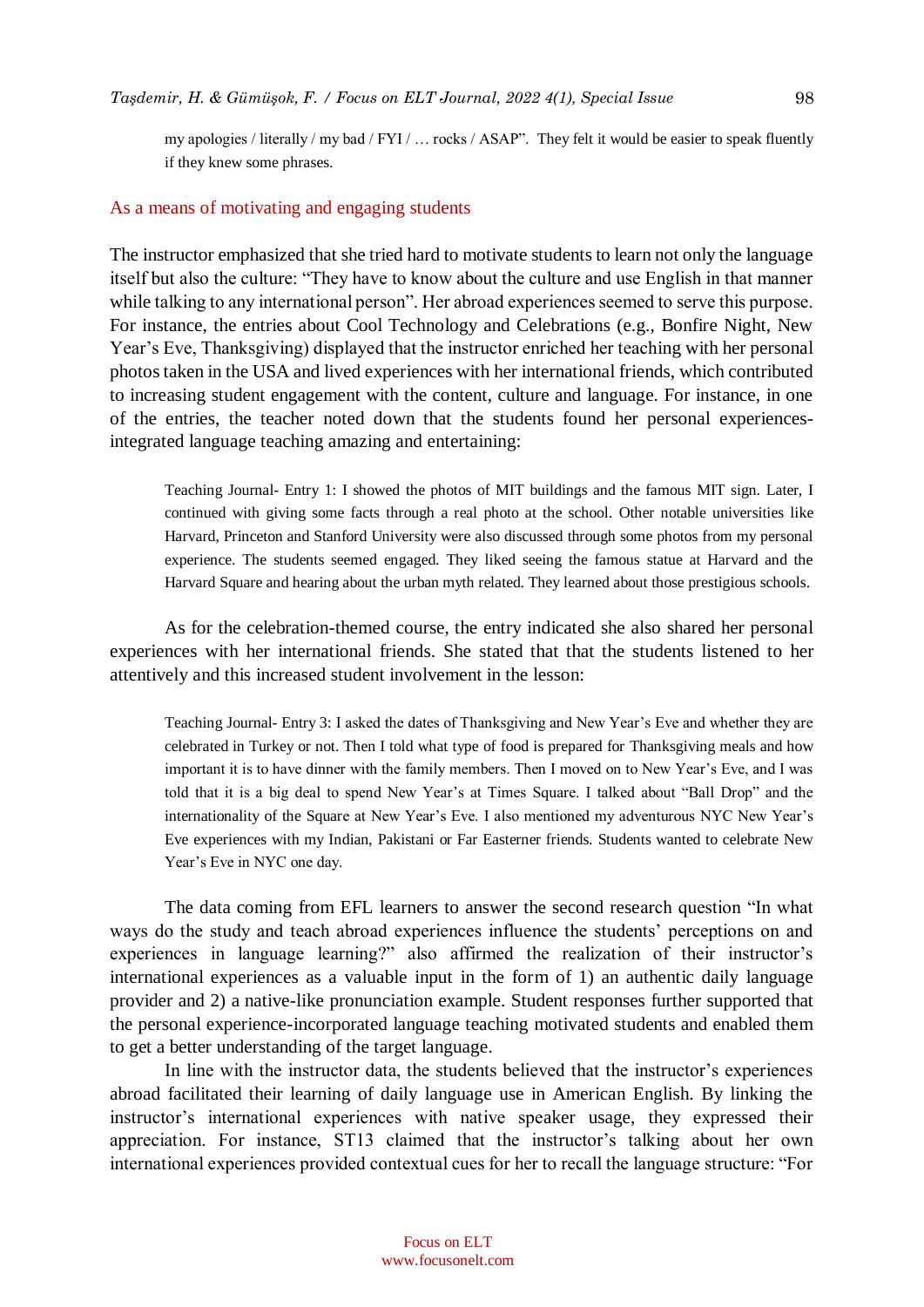my apologies / literally / my bad / FYI / … rocks / ASAP". They felt it would be easier to speak fluently if they knew some phrases.

### As a means of motivating and engaging students

The instructor emphasized that she tried hard to motivate students to learn not only the language itself but also the culture: "They have to know about the culture and use English in that manner while talking to any international person". Her abroad experiences seemed to serve this purpose. For instance, the entries about Cool Technology and Celebrations (e.g., Bonfire Night, New Year's Eve, Thanksgiving) displayed that the instructor enriched her teaching with her personal photos taken in the USA and lived experiences with her international friends, which contributed to increasing student engagement with the content, culture and language. For instance, in one of the entries, the teacher noted down that the students found her personal experiences-integrated language teaching amazing and entertaining:

> Teaching Journal- Entry 1: I showed the photos of MIT buildings and the famous MIT sign. Later, I continued with giving some facts through a real photo at the school. Other notable universities like Harvard, Princeton and Stanford University were also discussed through some photos from my personal experience. The students seemed engaged. They liked seeing the famous statue at Harvard and the Harvard Square and hearing about the urban myth related. They learned about those prestigious schools.

As for the celebration-themed course, the entry indicated she also shared her personal experiences with her international friends. She stated that that the students listened to her attentively and this increased student involvement in the lesson:

> Teaching Journal- Entry 3: I asked the dates of Thanksgiving and New Year's Eve and whether they are celebrated in Turkey or not. Then I told what type of food is prepared for Thanksgiving meals and how important it is to have dinner with the family members. Then I moved on to New Year's Eve, and I was told that it is a big deal to spend New Year's at Times Square. I talked about "Ball Drop" and the internationality of the Square at New Year's Eve. I also mentioned my adventurous NYC New Year's Eve experiences with my Indian, Pakistani or Far Easterner friends. Students wanted to celebrate New Year's Eve in NYC one day.

The data coming from EFL learners to answer the second research question "In what ways do the study and teach abroad experiences influence the students' perceptions on and experiences in language learning?" also affirmed the realization of their instructor's international experiences as a valuable input in the form of 1) an authentic daily language provider and 2) a native-like pronunciation example. Student responses further supported that the personal experience-incorporated language teaching motivated students and enabled them to get a better understanding of the target language.

In line with the instructor data, the students believed that the instructor's experiences abroad facilitated their learning of daily language use in American English. By linking the instructor's international experiences with native speaker usage, they expressed their appreciation. For instance, ST13 claimed that the instructor's talking about her own international experiences provided contextual cues for her to recall the language structure: "For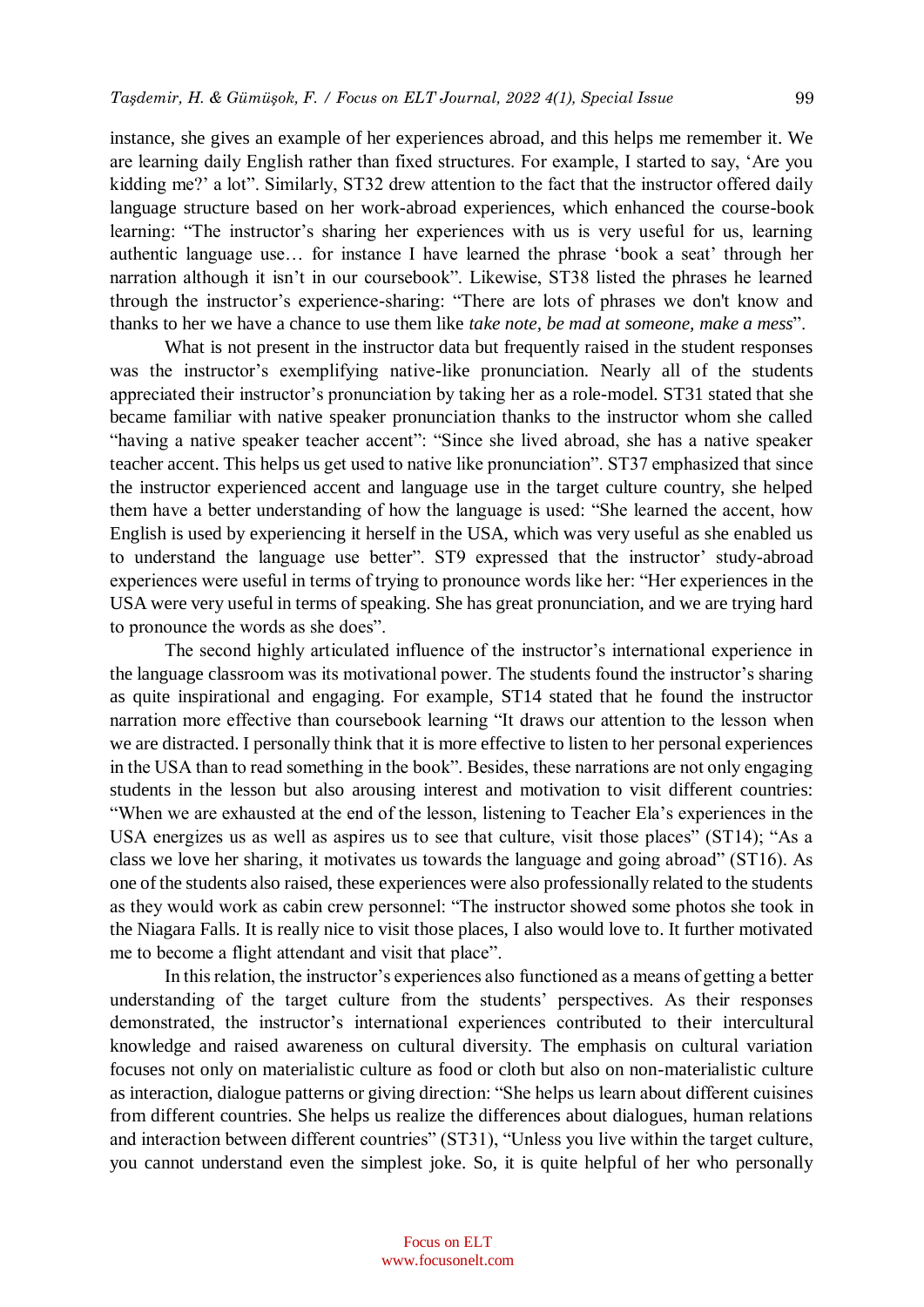instance, she gives an example of her experiences abroad, and this helps me remember it. We are learning daily English rather than fixed structures. For example, I started to say, 'Are you kidding me?' a lot". Similarly, ST32 drew attention to the fact that the instructor offered daily language structure based on her work-abroad experiences, which enhanced the course-book learning: "The instructor's sharing her experiences with us is very useful for us, learning authentic language use… for instance I have learned the phrase 'book a seat' through her narration although it isn't in our coursebook". Likewise, ST38 listed the phrases he learned through the instructor's experience-sharing: "There are lots of phrases we don't know and thanks to her we have a chance to use them like *take note, be mad at someone, make a mess*".

What is not present in the instructor data but frequently raised in the student responses was the instructor's exemplifying native-like pronunciation. Nearly all of the students appreciated their instructor's pronunciation by taking her as a role-model. ST31 stated that she became familiar with native speaker pronunciation thanks to the instructor whom she called "having a native speaker teacher accent": "Since she lived abroad, she has a native speaker teacher accent. This helps us get used to native like pronunciation". ST37 emphasized that since the instructor experienced accent and language use in the target culture country, she helped them have a better understanding of how the language is used: "She learned the accent, how English is used by experiencing it herself in the USA, which was very useful as she enabled us to understand the language use better". ST9 expressed that the instructor' study-abroad experiences were useful in terms of trying to pronounce words like her: "Her experiences in the USA were very useful in terms of speaking. She has great pronunciation, and we are trying hard to pronounce the words as she does".

The second highly articulated influence of the instructor's international experience in the language classroom was its motivational power. The students found the instructor's sharing as quite inspirational and engaging. For example, ST14 stated that he found the instructor narration more effective than coursebook learning "It draws our attention to the lesson when we are distracted. I personally think that it is more effective to listen to her personal experiences in the USA than to read something in the book". Besides, these narrations are not only engaging students in the lesson but also arousing interest and motivation to visit different countries: "When we are exhausted at the end of the lesson, listening to Teacher Ela's experiences in the USA energizes us as well as aspires us to see that culture, visit those places" (ST14); "As a class we love her sharing, it motivates us towards the language and going abroad" (ST16). As one of the students also raised, these experiences were also professionally related to the students as they would work as cabin crew personnel: "The instructor showed some photos she took in the Niagara Falls. It is really nice to visit those places, I also would love to. It further motivated me to become a flight attendant and visit that place".

In this relation, the instructor's experiences also functioned as a means of getting a better understanding of the target culture from the students' perspectives. As their responses demonstrated, the instructor's international experiences contributed to their intercultural knowledge and raised awareness on cultural diversity. The emphasis on cultural variation focuses not only on materialistic culture as food or cloth but also on non-materialistic culture as interaction, dialogue patterns or giving direction: "She helps us learn about different cuisines from different countries. She helps us realize the differences about dialogues, human relations and interaction between different countries" (ST31), "Unless you live within the target culture, you cannot understand even the simplest joke. So, it is quite helpful of her who personally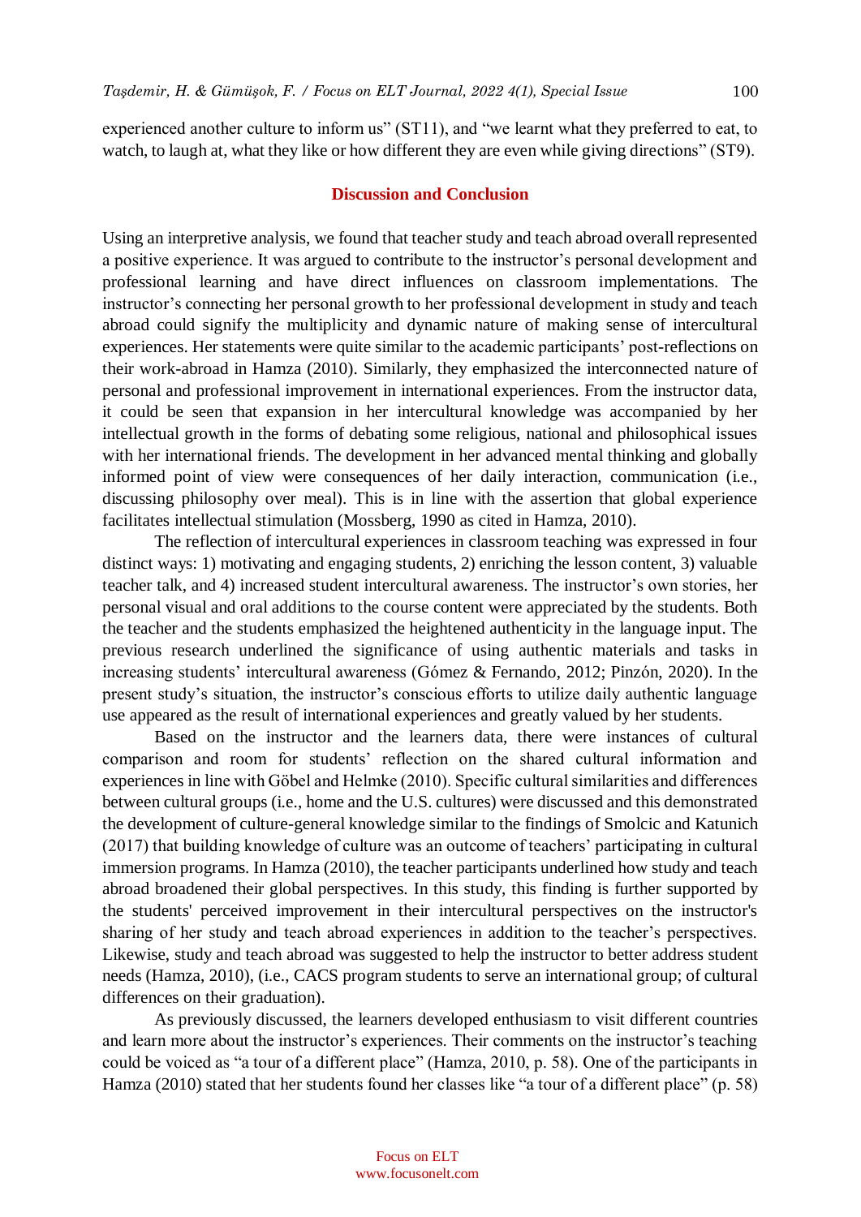experienced another culture to inform us" (ST11), and "we learnt what they preferred to eat, to watch, to laugh at, what they like or how different they are even while giving directions" (ST9).

## Discussion and Conclusion

Using an interpretive analysis, we found that teacher study and teach abroad overall represented a positive experience. It was argued to contribute to the instructor's personal development and professional learning and have direct influences on classroom implementations. The instructor's connecting her personal growth to her professional development in study and teach abroad could signify the multiplicity and dynamic nature of making sense of intercultural experiences. Her statements were quite similar to the academic participants' post-reflections on their work-abroad in Hamza (2010). Similarly, they emphasized the interconnected nature of personal and professional improvement in international experiences. From the instructor data, it could be seen that expansion in her intercultural knowledge was accompanied by her intellectual growth in the forms of debating some religious, national and philosophical issues with her international friends. The development in her advanced mental thinking and globally informed point of view were consequences of her daily interaction, communication (i.e., discussing philosophy over meal). This is in line with the assertion that global experience facilitates intellectual stimulation (Mossberg, 1990 as cited in Hamza, 2010).

The reflection of intercultural experiences in classroom teaching was expressed in four distinct ways: 1) motivating and engaging students, 2) enriching the lesson content, 3) valuable teacher talk, and 4) increased student intercultural awareness. The instructor's own stories, her personal visual and oral additions to the course content were appreciated by the students. Both the teacher and the students emphasized the heightened authenticity in the language input. The previous research underlined the significance of using authentic materials and tasks in increasing students' intercultural awareness (Gómez & Fernando, 2012; Pinzón, 2020). In the present study's situation, the instructor's conscious efforts to utilize daily authentic language use appeared as the result of international experiences and greatly valued by her students.

Based on the instructor and the learners data, there were instances of cultural comparison and room for students' reflection on the shared cultural information and experiences in line with Göbel and Helmke (2010). Specific cultural similarities and differences between cultural groups (i.e., home and the U.S. cultures) were discussed and this demonstrated the development of culture-general knowledge similar to the findings of Smolcic and Katunich (2017) that building knowledge of culture was an outcome of teachers' participating in cultural immersion programs. In Hamza (2010), the teacher participants underlined how study and teach abroad broadened their global perspectives. In this study, this finding is further supported by the students' perceived improvement in their intercultural perspectives on the instructor's sharing of her study and teach abroad experiences in addition to the teacher's perspectives. Likewise, study and teach abroad was suggested to help the instructor to better address student needs (Hamza, 2010), (i.e., CACS program students to serve an international group; of cultural differences on their graduation).

As previously discussed, the learners developed enthusiasm to visit different countries and learn more about the instructor's experiences. Their comments on the instructor's teaching could be voiced as "a tour of a different place" (Hamza, 2010, p. 58). One of the participants in Hamza (2010) stated that her students found her classes like "a tour of a different place" (p. 58)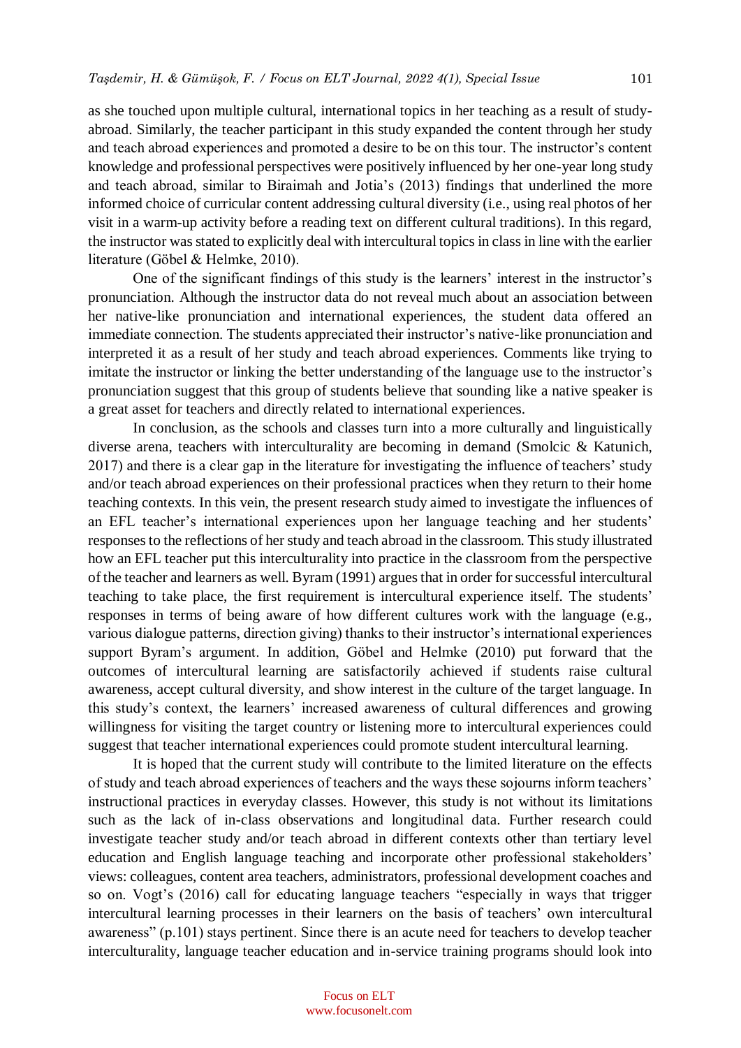as she touched upon multiple cultural, international topics in her teaching as a result of study-abroad. Similarly, the teacher participant in this study expanded the content through her study and teach abroad experiences and promoted a desire to be on this tour. The instructor's content knowledge and professional perspectives were positively influenced by her one-year long study and teach abroad, similar to Biraimah and Jotia's (2013) findings that underlined the more informed choice of curricular content addressing cultural diversity (i.e., using real photos of her visit in a warm-up activity before a reading text on different cultural traditions). In this regard, the instructor was stated to explicitly deal with intercultural topics in class in line with the earlier literature (Göbel & Helmke, 2010).

One of the significant findings of this study is the learners' interest in the instructor's pronunciation. Although the instructor data do not reveal much about an association between her native-like pronunciation and international experiences, the student data offered an immediate connection. The students appreciated their instructor's native-like pronunciation and interpreted it as a result of her study and teach abroad experiences. Comments like trying to imitate the instructor or linking the better understanding of the language use to the instructor's pronunciation suggest that this group of students believe that sounding like a native speaker is a great asset for teachers and directly related to international experiences.

In conclusion, as the schools and classes turn into a more culturally and linguistically diverse arena, teachers with interculturality are becoming in demand (Smolcic & Katunich, 2017) and there is a clear gap in the literature for investigating the influence of teachers' study and/or teach abroad experiences on their professional practices when they return to their home teaching contexts. In this vein, the present research study aimed to investigate the influences of an EFL teacher's international experiences upon her language teaching and her students' responses to the reflections of her study and teach abroad in the classroom. This study illustrated how an EFL teacher put this interculturality into practice in the classroom from the perspective of the teacher and learners as well. Byram (1991) argues that in order for successful intercultural teaching to take place, the first requirement is intercultural experience itself. The students' responses in terms of being aware of how different cultures work with the language (e.g., various dialogue patterns, direction giving) thanks to their instructor's international experiences support Byram's argument. In addition, Göbel and Helmke (2010) put forward that the outcomes of intercultural learning are satisfactorily achieved if students raise cultural awareness, accept cultural diversity, and show interest in the culture of the target language. In this study's context, the learners' increased awareness of cultural differences and growing willingness for visiting the target country or listening more to intercultural experiences could suggest that teacher international experiences could promote student intercultural learning.

It is hoped that the current study will contribute to the limited literature on the effects of study and teach abroad experiences of teachers and the ways these sojourns inform teachers' instructional practices in everyday classes. However, this study is not without its limitations such as the lack of in-class observations and longitudinal data. Further research could investigate teacher study and/or teach abroad in different contexts other than tertiary level education and English language teaching and incorporate other professional stakeholders' views: colleagues, content area teachers, administrators, professional development coaches and so on. Vogt's (2016) call for educating language teachers "especially in ways that trigger intercultural learning processes in their learners on the basis of teachers' own intercultural awareness" (p.101) stays pertinent. Since there is an acute need for teachers to develop teacher interculturality, language teacher education and in-service training programs should look into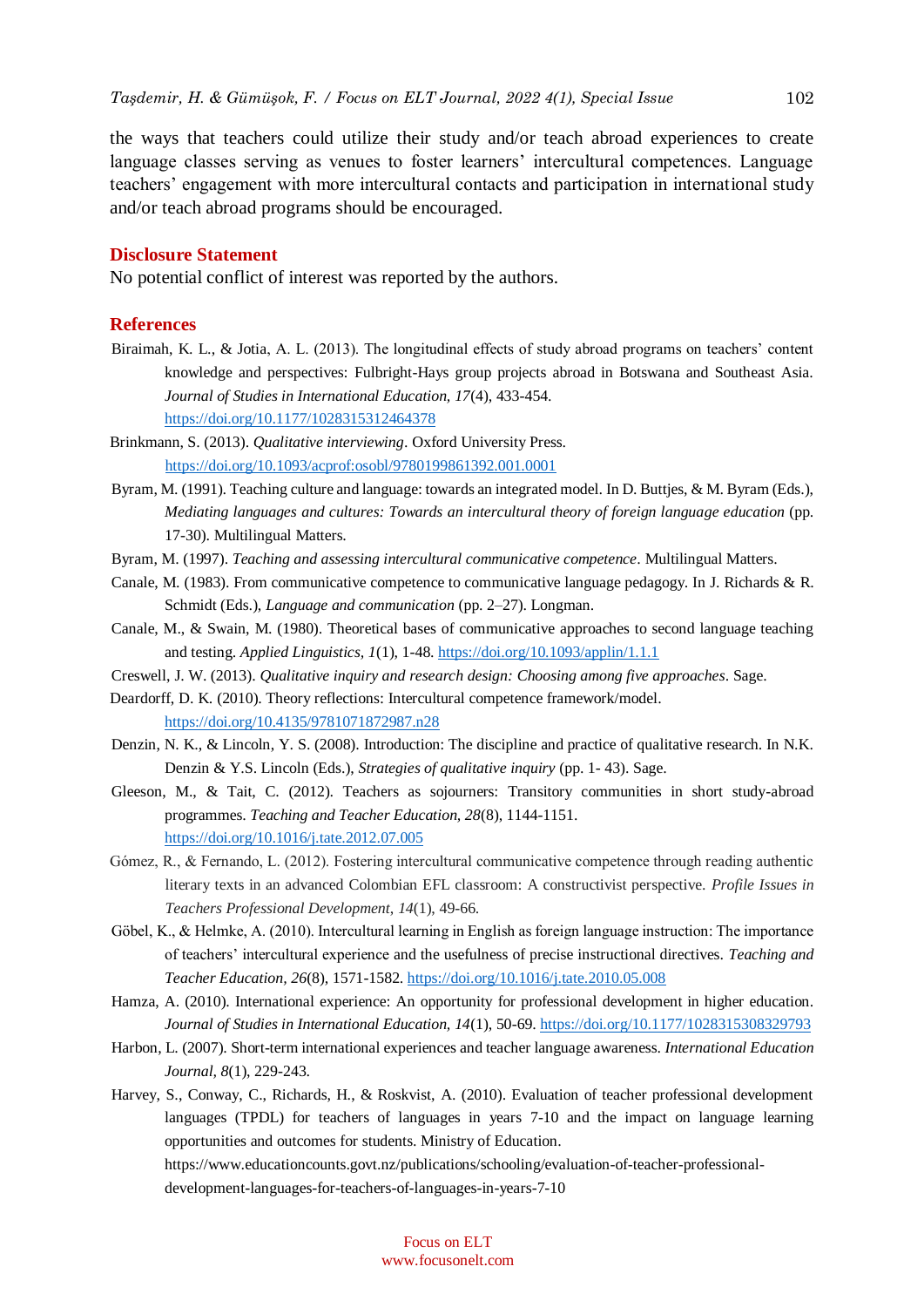the ways that teachers could utilize their study and/or teach abroad experiences to create language classes serving as venues to foster learners' intercultural competences. Language teachers' engagement with more intercultural contacts and participation in international study and/or teach abroad programs should be encouraged.

## Disclosure Statement

No potential conflict of interest was reported by the authors.

## References

Biraimah, K. L., & Jotia, A. L. (2013). The longitudinal effects of study abroad programs on teachers' content knowledge and perspectives: Fulbright-Hays group projects abroad in Botswana and Southeast Asia. *Journal of Studies in International Education, 17*(4), 433-454. https://doi.org/10.1177/1028315312464378

Brinkmann, S. (2013). *Qualitative interviewing*. Oxford University Press. https://doi.org/10.1093/acprof:osobl/9780199861392.001.0001

Byram, M. (1991). Teaching culture and language: towards an integrated model. In D. Buttjes, & M. Byram (Eds.), *Mediating languages and cultures: Towards an intercultural theory of foreign language education* (pp. 17-30). Multilingual Matters.

Byram, M. (1997). *Teaching and assessing intercultural communicative competence*. Multilingual Matters.

Canale, M. (1983). From communicative competence to communicative language pedagogy. In J. Richards & R. Schmidt (Eds.), *Language and communication* (pp. 2–27). Longman.

Canale, M., & Swain, M. (1980). Theoretical bases of communicative approaches to second language teaching and testing. *Applied Linguistics, 1*(1), 1-48. https://doi.org/10.1093/applin/1.1.1

Creswell, J. W. (2013). *Qualitative inquiry and research design: Choosing among five approaches*. Sage.

Deardorff, D. K. (2010). Theory reflections: Intercultural competence framework/model. https://doi.org/10.4135/9781071872987.n28

Denzin, N. K., & Lincoln, Y. S. (2008). Introduction: The discipline and practice of qualitative research. In N.K. Denzin & Y.S. Lincoln (Eds.), *Strategies of qualitative inquiry* (pp. 1- 43). Sage.

Gleeson, M., & Tait, C. (2012). Teachers as sojourners: Transitory communities in short study-abroad programmes. *Teaching and Teacher Education, 28*(8), 1144-1151. https://doi.org/10.1016/j.tate.2012.07.005

Gómez, R., & Fernando, L. (2012). Fostering intercultural communicative competence through reading authentic literary texts in an advanced Colombian EFL classroom: A constructivist perspective. *Profile Issues in Teachers Professional Development, 14*(1), 49-66.

Göbel, K., & Helmke, A. (2010). Intercultural learning in English as foreign language instruction: The importance of teachers' intercultural experience and the usefulness of precise instructional directives. *Teaching and Teacher Education, 26*(8), 1571-1582. https://doi.org/10.1016/j.tate.2010.05.008

Hamza, A. (2010). International experience: An opportunity for professional development in higher education. *Journal of Studies in International Education, 14*(1), 50-69. https://doi.org/10.1177/1028315308329793

Harbon, L. (2007). Short-term international experiences and teacher language awareness. *International Education Journal, 8*(1), 229-243.

Harvey, S., Conway, C., Richards, H., & Roskvist, A. (2010). Evaluation of teacher professional development languages (TPDL) for teachers of languages in years 7-10 and the impact on language learning opportunities and outcomes for students. Ministry of Education. https://www.educationcounts.govt.nz/publications/schooling/evaluation-of-teacher-professional-development-languages-for-teachers-of-languages-in-years-7-10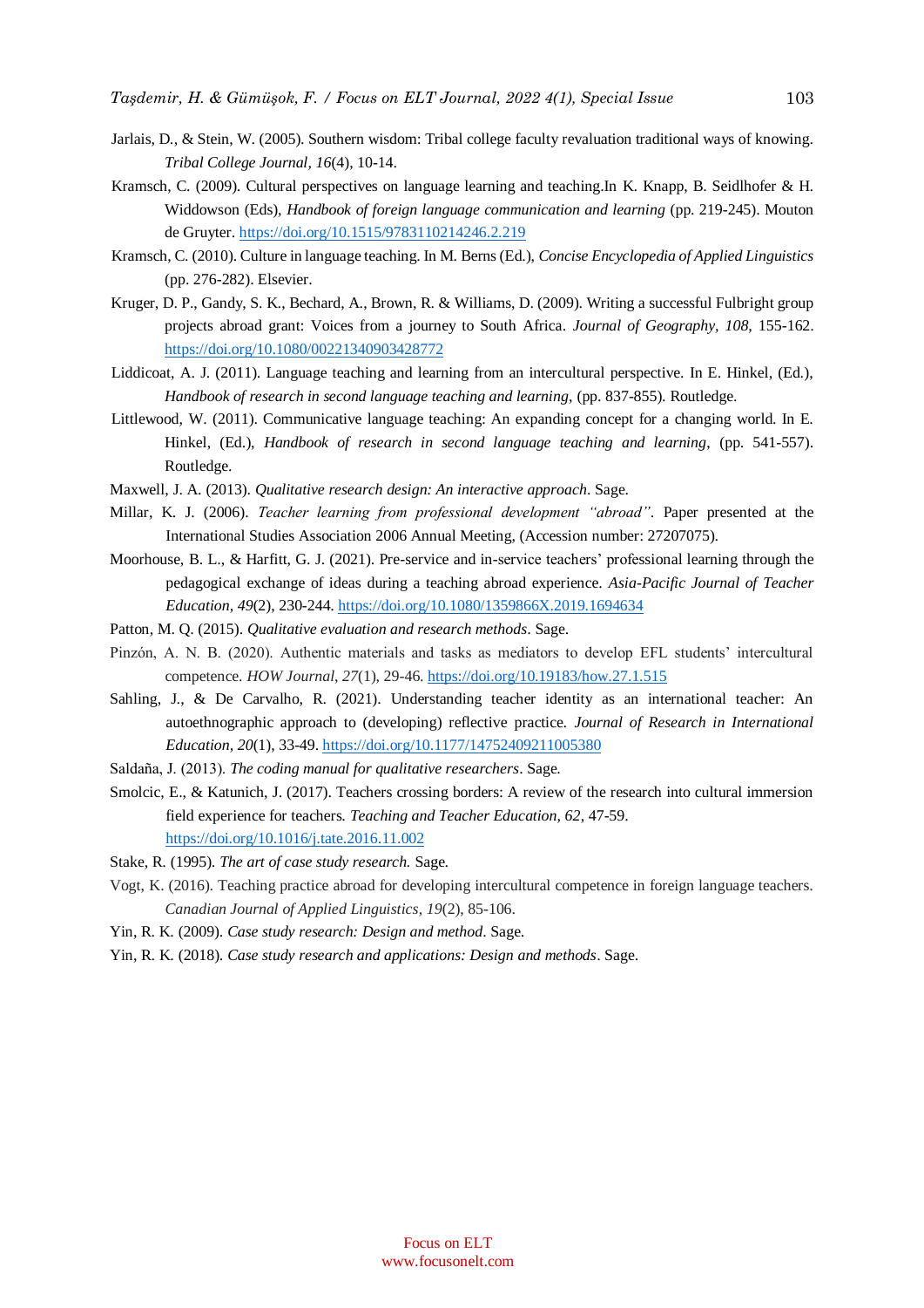Jarlais, D., & Stein, W. (2005). Southern wisdom: Tribal college faculty revaluation traditional ways of knowing. *Tribal College Journal, 16*(4), 10-14.

Kramsch, C. (2009). Cultural perspectives on language learning and teaching.In K. Knapp, B. Seidlhofer & H. Widdowson (Eds), *Handbook of foreign language communication and learning* (pp. 219-245). Mouton de Gruyter. https://doi.org/10.1515/9783110214246.2.219

Kramsch, C. (2010). Culture in language teaching. In M. Berns (Ed.), *Concise Encyclopedia of Applied Linguistics* (pp. 276-282). Elsevier.

Kruger, D. P., Gandy, S. K., Bechard, A., Brown, R. & Williams, D. (2009). Writing a successful Fulbright group projects abroad grant: Voices from a journey to South Africa. *Journal of Geography, 108*, 155-162. https://doi.org/10.1080/00221340903428772

Liddicoat, A. J. (2011). Language teaching and learning from an intercultural perspective. In E. Hinkel, (Ed.), *Handbook of research in second language teaching and learning*, (pp. 837-855). Routledge.

Littlewood, W. (2011). Communicative language teaching: An expanding concept for a changing world. In E. Hinkel, (Ed.), *Handbook of research in second language teaching and learning*, (pp. 541-557). Routledge.

Maxwell, J. A. (2013). *Qualitative research design: An interactive approach*. Sage.

Millar, K. J. (2006). *Teacher learning from professional development "abroad"*. Paper presented at the International Studies Association 2006 Annual Meeting, (Accession number: 27207075).

Moorhouse, B. L., & Harfitt, G. J. (2021). Pre-service and in-service teachers' professional learning through the pedagogical exchange of ideas during a teaching abroad experience. *Asia-Pacific Journal of Teacher Education, 49*(2), 230-244. https://doi.org/10.1080/1359866X.2019.1694634

Patton, M. Q. (2015). *Qualitative evaluation and research methods*. Sage.

Pinzón, A. N. B. (2020). Authentic materials and tasks as mediators to develop EFL students' intercultural competence. *HOW Journal*, *27*(1), 29-46. https://doi.org/10.19183/how.27.1.515

Sahling, J., & De Carvalho, R. (2021). Understanding teacher identity as an international teacher: An autoethnographic approach to (developing) reflective practice. *Journal of Research in International Education, 20*(1), 33-49. https://doi.org/10.1177/14752409211005380

Saldaña, J. (2013). *The coding manual for qualitative researchers*. Sage.

Smolcic, E., & Katunich, J. (2017). Teachers crossing borders: A review of the research into cultural immersion field experience for teachers. *Teaching and Teacher Education, 62*, 47-59. https://doi.org/10.1016/j.tate.2016.11.002

Stake, R. (1995). *The art of case study research.* Sage.

Vogt, K. (2016). Teaching practice abroad for developing intercultural competence in foreign language teachers. *Canadian Journal of Applied Linguistics*, *19*(2), 85-106.

Yin, R. K. (2009). *Case study research: Design and method*. Sage.

Yin, R. K. (2018). *Case study research and applications: Design and methods*. Sage.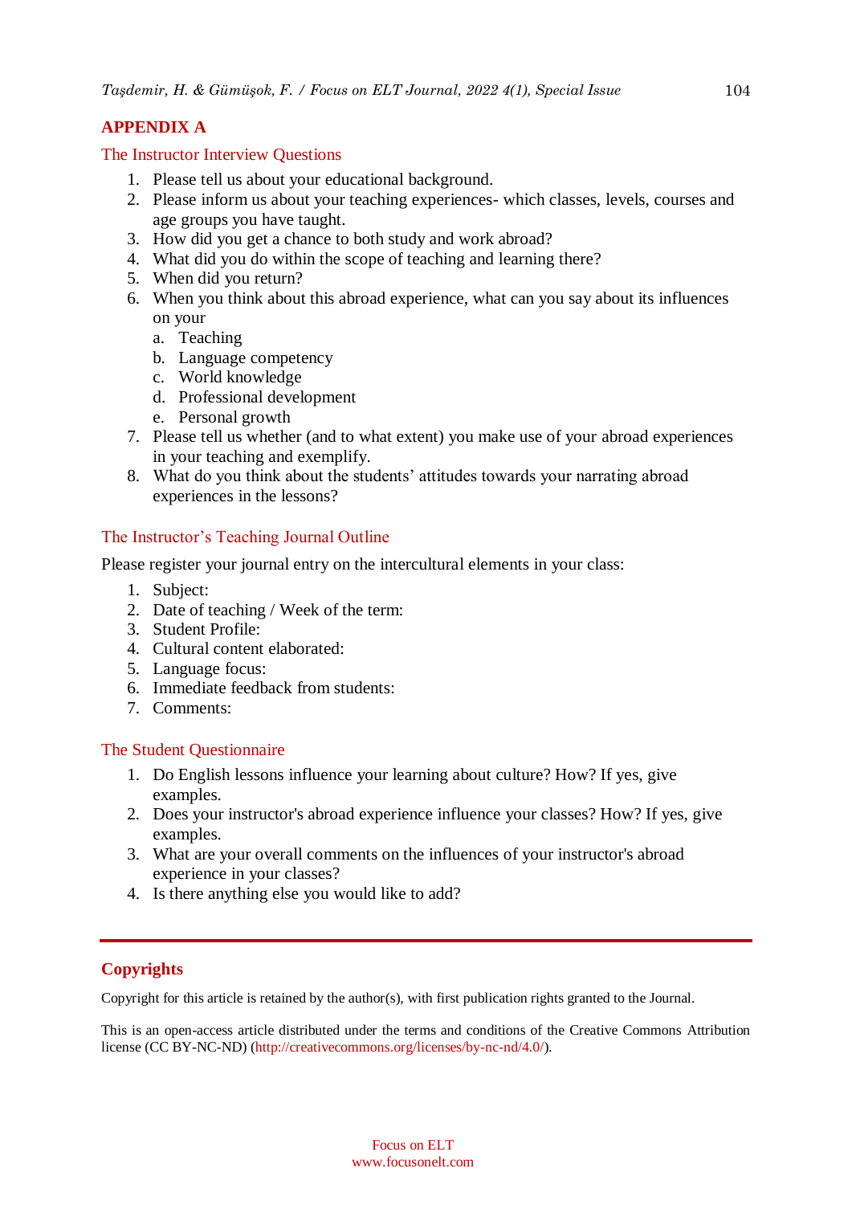## APPENDIX A

### The Instructor Interview Questions

1. Please tell us about your educational background.
2. Please inform us about your teaching experiences- which classes, levels, courses and age groups you have taught.
3. How did you get a chance to both study and work abroad?
4. What did you do within the scope of teaching and learning there?
5. When did you return?
6. When you think about this abroad experience, what can you say about its influences on your
   a. Teaching
   b. Language competency
   c. World knowledge
   d. Professional development
   e. Personal growth
7. Please tell us whether (and to what extent) you make use of your abroad experiences in your teaching and exemplify.
8. What do you think about the students' attitudes towards your narrating abroad experiences in the lessons?

### The Instructor's Teaching Journal Outline

Please register your journal entry on the intercultural elements in your class:

1. Subject:
2. Date of teaching / Week of the term:
3. Student Profile:
4. Cultural content elaborated:
5. Language focus:
6. Immediate feedback from students:
7. Comments:

### The Student Questionnaire

1. Do English lessons influence your learning about culture? How? If yes, give examples.
2. Does your instructor's abroad experience influence your classes? How? If yes, give examples.
3. What are your overall comments on the influences of your instructor's abroad experience in your classes?
4. Is there anything else you would like to add?

---

## Copyrights

Copyright for this article is retained by the author(s), with first publication rights granted to the Journal.

This is an open-access article distributed under the terms and conditions of the Creative Commons Attribution license (CC BY-NC-ND) (http://creativecommons.org/licenses/by-nc-nd/4.0/).